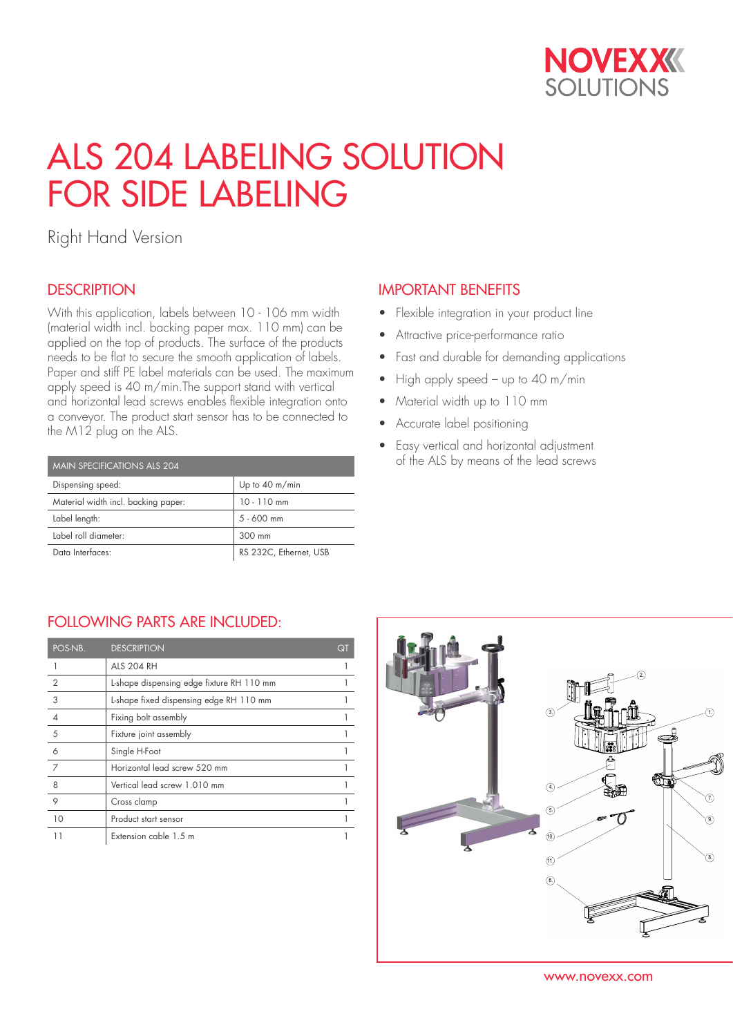NOVEXX SOLUTIONS

# ALS 204 LABELING SOLUTION FOR SIDE LABELING

Right Hand Version

## DESCRIPTION

With this application, labels between 10 - 106 mm width (material width incl. backing paper max. 110 mm) can be applied on the top of products. The surface of the products needs to be flat to secure the smooth application of labels. Paper and stiff PE label materials can be used. The maximum apply speed is 40 m/min.The support stand with vertical and horizontal lead screws enables flexible integration onto a conveyor. The product start sensor has to be connected to the M12 plug on the ALS.

| MAIN SPECIFICATIONS ALS 204 | |
|---|---|
| Dispensing speed: | Up to 40 m/min |
| Material width incl. backing paper: | 10 - 110 mm |
| Label length: | 5 - 600 mm |
| Label roll diameter: | 300 mm |
| Data Interfaces: | RS 232C, Ethernet, USB |

## IMPORTANT BENEFITS

- Flexible integration in your product line
- Attractive price-performance ratio
- Fast and durable for demanding applications
- High apply speed – up to 40 m/min
- Material width up to 110 mm
- Accurate label positioning
- Easy vertical and horizontal adjustment of the ALS by means of the lead screws

## FOLLOWING PARTS ARE INCLUDED:

| POS-NB. | DESCRIPTION | QT |
|---|---|---|
| 1 | ALS 204 RH | 1 |
| 2 | L-shape dispensing edge fixture RH 110 mm | 1 |
| 3 | L-shape fixed dispensing edge RH 110 mm | 1 |
| 4 | Fixing bolt assembly | 1 |
| 5 | Fixture joint assembly | 1 |
| 6 | Single H-Foot | 1 |
| 7 | Horizontal lead screw 520 mm | 1 |
| 8 | Vertical lead screw 1.010 mm | 1 |
| 9 | Cross clamp | 1 |
| 10 | Product start sensor | 1 |
| 11 | Extension cable 1.5 m | 1 |

www.novexx.com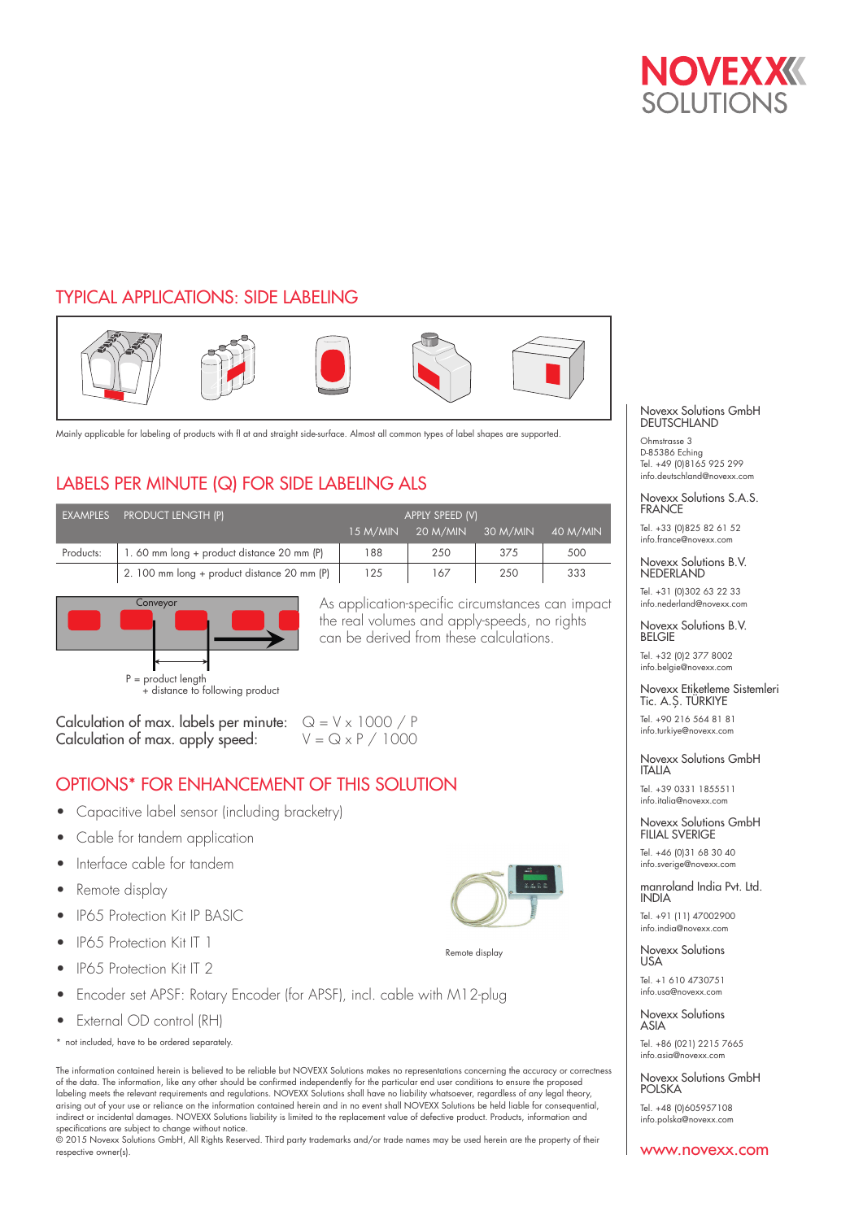# TYPICAL APPLICATIONS: SIDE LABELING

Mainly applicable for labeling of products with fl at and straight side-surface. Almost all common types of label shapes are supported.

# LABELS PER MINUTE (Q) FOR SIDE LABELING ALS

| EXAMPLES | PRODUCT LENGTH (P) | APPLY SPEED (V) | | | |
|---|---|---|---|---|---|
| | | 15 M/MIN | 20 M/MIN | 30 M/MIN | 40 M/MIN |
| Products: | 1. 60 mm long + product distance 20 mm (P) | 188 | 250 | 375 | 500 |
| | 2. 100 mm long + product distance 20 mm (P) | 125 | 167 | 250 | 333 |

Conveyor

P = product length
+ distance to following product

As application-specific circumstances can impact the real volumes and apply-speeds, no rights can be derived from these calculations.

Calculation of max. labels per minute: Q = V x 1000 / P
Calculation of max. apply speed: V = Q x P / 1000

# OPTIONS* FOR ENHANCEMENT OF THIS SOLUTION

- Capacitive label sensor (including bracketry)
- Cable for tandem application
- Interface cable for tandem
- Remote display
- IP65 Protection Kit IP BASIC
- IP65 Protection Kit IT 1
- IP65 Protection Kit IT 2
- Encoder set APSF: Rotary Encoder (for APSF), incl. cable with M12-plug
- External OD control (RH)

Remote display

\* not included, have to be ordered separately.

The information contained herein is believed to be reliable but NOVEXX Solutions makes no representations concerning the accuracy or correctness of the data. The information, like any other should be confirmed independently for the particular end user conditions to ensure the proposed labeling meets the relevant requirements and regulations. NOVEXX Solutions shall have no liability whatsoever, regardless of any legal theory, arising out of your use or reliance on the information contained herein and in no event shall NOVEXX Solutions be held liable for consequential, indirect or incidental damages. NOVEXX Solutions liability is limited to the replacement value of defective product. Products, information and specifications are subject to change without notice.
© 2015 Novexx Solutions GmbH, All Rights Reserved. Third party trademarks and/or trade names may be used herein are the property of their respective owner(s).

NOVEXX SOLUTIONS

**Novexx Solutions GmbH**
**DEUTSCHLAND**
Ohmstrasse 3
D-85386 Eching
Tel. +49 (0)8165 925 299
info.deutschland@novexx.com

**Novexx Solutions S.A.S.**
**FRANCE**
Tel. +33 (0)825 82 61 52
info.france@novexx.com

**Novexx Solutions B.V.**
**NEDERLAND**
Tel. +31 (0)302 63 22 33
info.nederland@novexx.com

**Novexx Solutions B.V.**
**BELGIE**
Tel. +32 (0)2 377 8002
info.belgie@novexx.com

**Novexx Etiketleme Sistemleri Tic. A.Ş. TÜRKIYE**
Tel. +90 216 564 81 81
info.turkiye@novexx.com

**Novexx Solutions GmbH**
**ITALIA**
Tel. +39 0331 1855511
info.italia@novexx.com

**Novexx Solutions GmbH**
**FILIAL SVERIGE**
Tel. +46 (0)31 68 30 40
info.sverige@novexx.com

**manroland India Pvt. Ltd.**
**INDIA**
Tel. +91 (11) 47002900
info.india@novexx.com

**Novexx Solutions**
**USA**
Tel. +1 610 4730751
info.usa@novexx.com

**Novexx Solutions**
**ASIA**
Tel. +86 (021) 2215 7665
info.asia@novexx.com

**Novexx Solutions GmbH**
**POLSKA**
Tel. +48 (0)605957108
info.polska@novexx.com

www.novexx.com